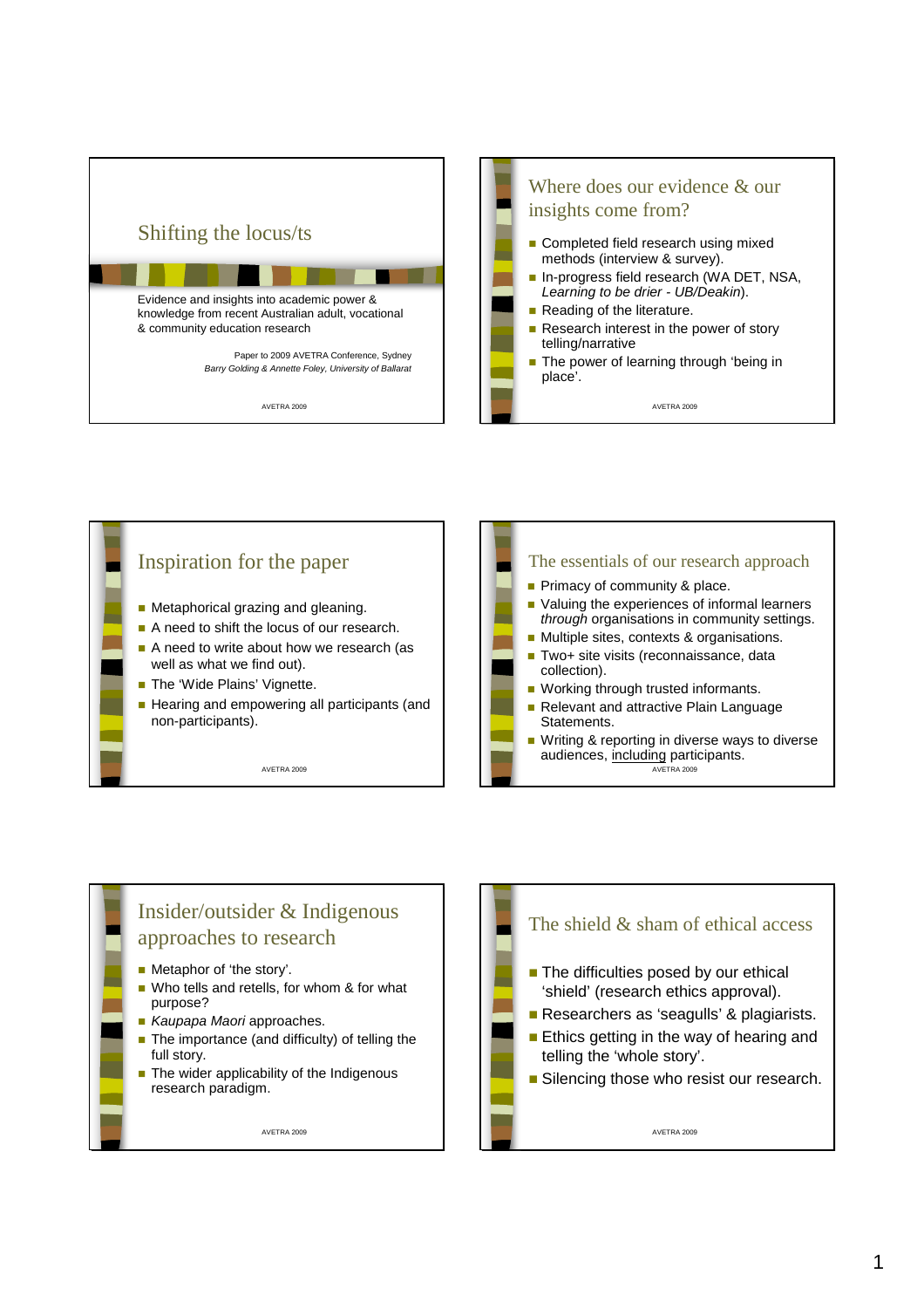# Shifting the locus/ts

Evidence and insights into academic power & knowledge from recent Australian adult, vocational & community education research

Paper to 2009 AVETRA Conference, Sydney
*Barry Golding & Annette Foley, University of Ballarat*

## Where does our evidence & our insights come from?

- Completed field research using mixed methods (interview & survey).
- In-progress field research (WA DET, NSA, *Learning to be drier - UB/Deakin*).
- Reading of the literature.
- Research interest in the power of story telling/narrative
- The power of learning through 'being in place'.

## Inspiration for the paper

- Metaphorical grazing and gleaning.
- A need to shift the locus of our research.
- A need to write about how we research (as well as what we find out).
- The 'Wide Plains' Vignette.
- Hearing and empowering all participants (and non-participants).

## The essentials of our research approach

- Primacy of community & place.
- Valuing the experiences of informal learners *through* organisations in community settings.
- Multiple sites, contexts & organisations.
- Two+ site visits (reconnaissance, data collection).
- Working through trusted informants.
- Relevant and attractive Plain Language Statements.
- Writing & reporting in diverse ways to diverse audiences, including participants.

## Insider/outsider & Indigenous approaches to research

- Metaphor of 'the story'.
- Who tells and retells, for whom & for what purpose?
- *Kaupapa Maori* approaches.
- The importance (and difficulty) of telling the full story.
- The wider applicability of the Indigenous research paradigm.

## The shield & sham of ethical access

- The difficulties posed by our ethical 'shield' (research ethics approval).
- Researchers as 'seagulls' & plagiarists.
- Ethics getting in the way of hearing and telling the 'whole story'.
- Silencing those who resist our research.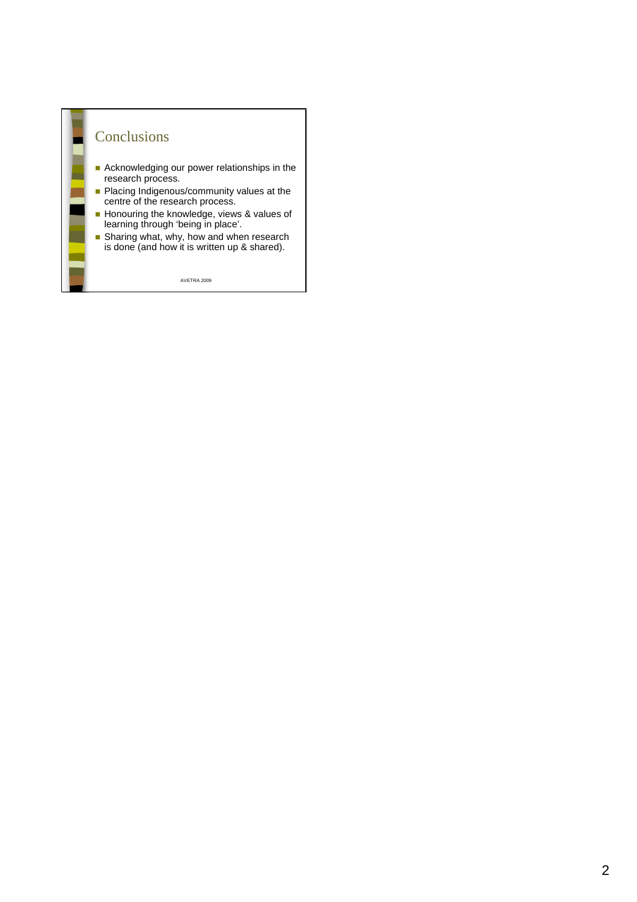## Conclusions

- Acknowledging our power relationships in the research process.
- Placing Indigenous/community values at the centre of the research process.
- Honouring the knowledge, views & values of learning through 'being in place'.
- Sharing what, why, how and when research is done (and how it is written up & shared).

AVETRA 2009